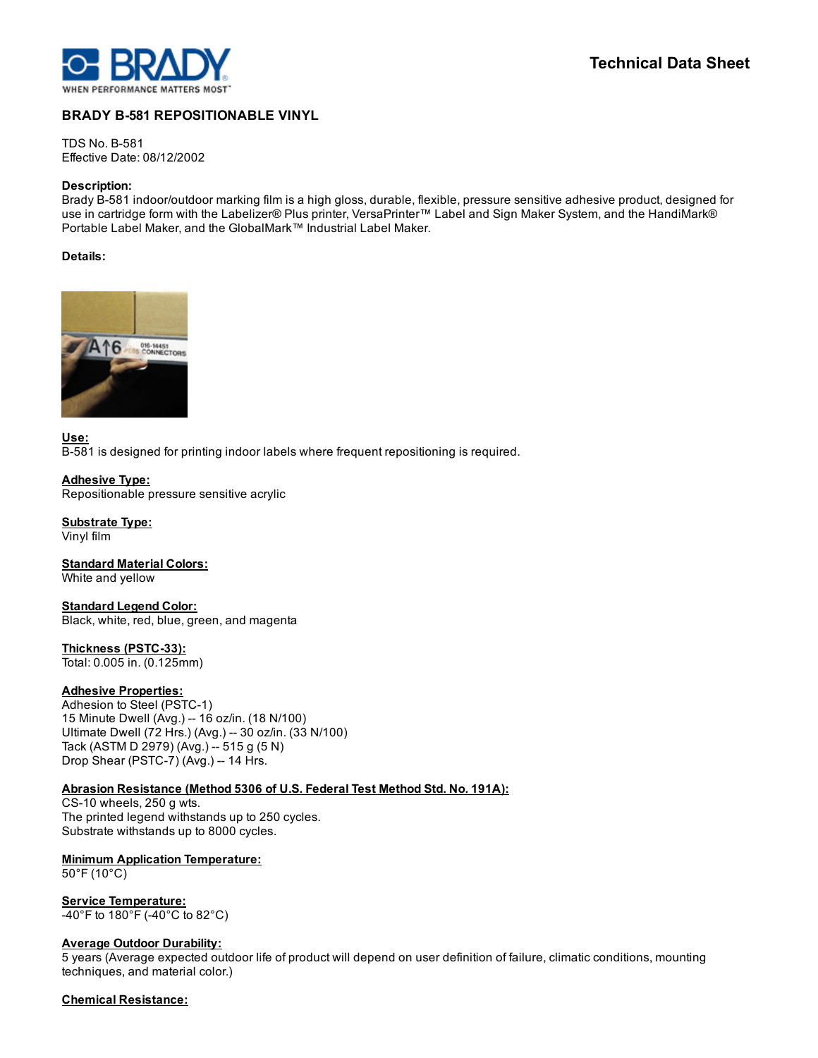Technical Data Sheet

# BRADY B-581 REPOSITIONABLE VINYL

TDS No. B-581
Effective Date: 08/12/2002

**Description:**
Brady B-581 indoor/outdoor marking film is a high gloss, durable, flexible, pressure sensitive adhesive product, designed for use in cartridge form with the Labelizer® Plus printer, VersaPrinter™ Label and Sign Maker System, and the HandiMark® Portable Label Maker, and the GlobalMark™ Industrial Label Maker.

**Details:**

**Use:**
B-581 is designed for printing indoor labels where frequent repositioning is required.

**Adhesive Type:**
Repositionable pressure sensitive acrylic

**Substrate Type:**
Vinyl film

**Standard Material Colors:**
White and yellow

**Standard Legend Color:**
Black, white, red, blue, green, and magenta

**Thickness (PSTC-33):**
Total: 0.005 in. (0.125mm)

**Adhesive Properties:**
Adhesion to Steel (PSTC-1)
15 Minute Dwell (Avg.) -- 16 oz/in. (18 N/100)
Ultimate Dwell (72 Hrs.) (Avg.) -- 30 oz/in. (33 N/100)
Tack (ASTM D 2979) (Avg.) -- 515 g (5 N)
Drop Shear (PSTC-7) (Avg.) -- 14 Hrs.

**Abrasion Resistance (Method 5306 of U.S. Federal Test Method Std. No. 191A):**
CS-10 wheels, 250 g wts.
The printed legend withstands up to 250 cycles.
Substrate withstands up to 8000 cycles.

**Minimum Application Temperature:**
50°F (10°C)

**Service Temperature:**
-40°F to 180°F (-40°C to 82°C)

**Average Outdoor Durability:**
5 years (Average expected outdoor life of product will depend on user definition of failure, climatic conditions, mounting techniques, and material color.)

**Chemical Resistance:**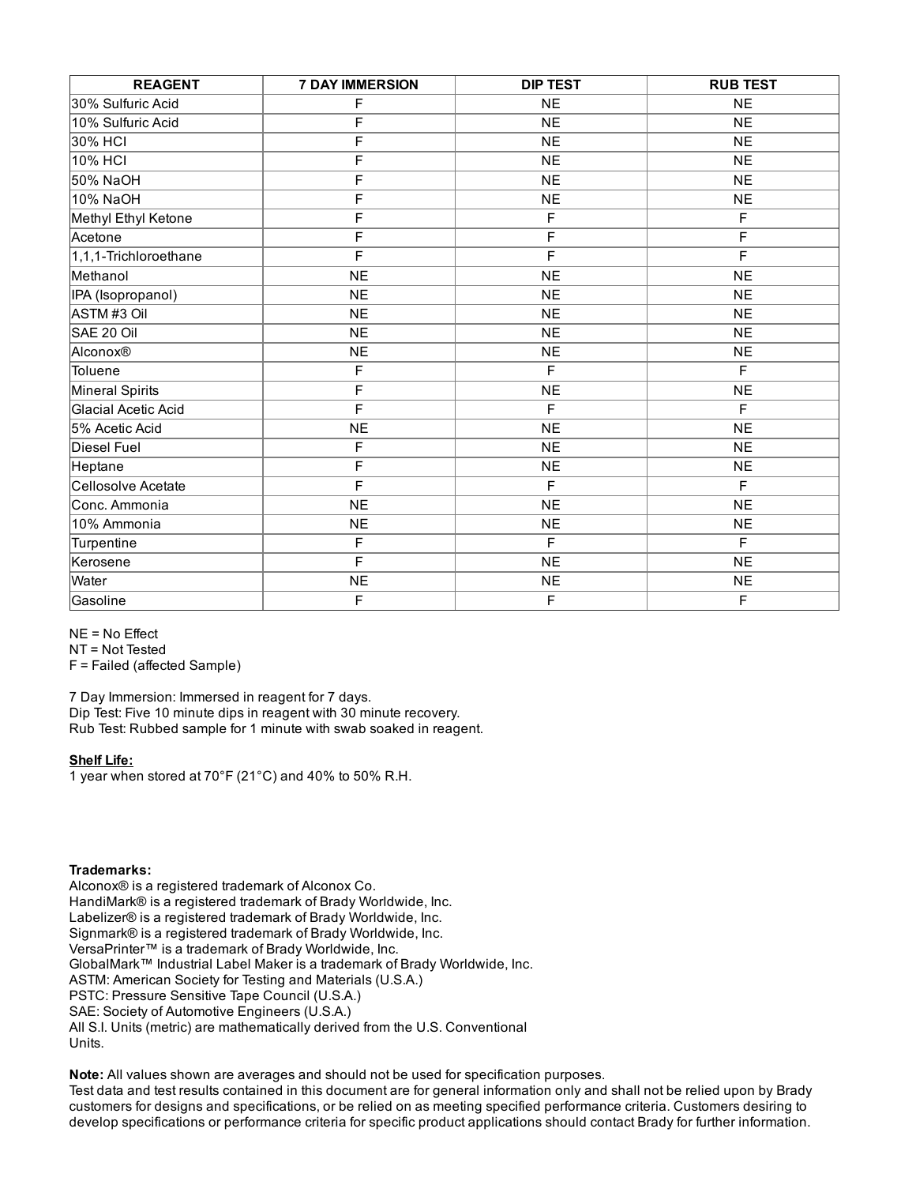| REAGENT | 7 DAY IMMERSION | DIP TEST | RUB TEST |
| --- | --- | --- | --- |
| 30% Sulfuric Acid | F | NE | NE |
| 10% Sulfuric Acid | F | NE | NE |
| 30% HCl | F | NE | NE |
| 10% HCl | F | NE | NE |
| 50% NaOH | F | NE | NE |
| 10% NaOH | F | NE | NE |
| Methyl Ethyl Ketone | F | F | F |
| Acetone | F | F | F |
| 1,1,1-Trichloroethane | F | F | F |
| Methanol | NE | NE | NE |
| IPA (Isopropanol) | NE | NE | NE |
| ASTM #3 Oil | NE | NE | NE |
| SAE 20 Oil | NE | NE | NE |
| Alconox® | NE | NE | NE |
| Toluene | F | F | F |
| Mineral Spirits | F | NE | NE |
| Glacial Acetic Acid | F | F | F |
| 5% Acetic Acid | NE | NE | NE |
| Diesel Fuel | F | NE | NE |
| Heptane | F | NE | NE |
| Cellosolve Acetate | F | F | F |
| Conc. Ammonia | NE | NE | NE |
| 10% Ammonia | NE | NE | NE |
| Turpentine | F | F | F |
| Kerosene | F | NE | NE |
| Water | NE | NE | NE |
| Gasoline | F | F | F |

NE = No Effect
NT = Not Tested
F = Failed (affected Sample)

7 Day Immersion: Immersed in reagent for 7 days.
Dip Test: Five 10 minute dips in reagent with 30 minute recovery.
Rub Test: Rubbed sample for 1 minute with swab soaked in reagent.

**Shelf Life:**
1 year when stored at 70°F (21°C) and 40% to 50% R.H.

**Trademarks:**
Alconox® is a registered trademark of Alconox Co.
HandiMark® is a registered trademark of Brady Worldwide, Inc.
Labelizer® is a registered trademark of Brady Worldwide, Inc.
Signmark® is a registered trademark of Brady Worldwide, Inc.
VersaPrinter™ is a trademark of Brady Worldwide, Inc.
GlobalMark™ Industrial Label Maker is a trademark of Brady Worldwide, Inc.
ASTM: American Society for Testing and Materials (U.S.A.)
PSTC: Pressure Sensitive Tape Council (U.S.A.)
SAE: Society of Automotive Engineers (U.S.A.)
All S.I. Units (metric) are mathematically derived from the U.S. Conventional Units.

**Note:** All values shown are averages and should not be used for specification purposes.
Test data and test results contained in this document are for general information only and shall not be relied upon by Brady customers for designs and specifications, or be relied on as meeting specified performance criteria. Customers desiring to develop specifications or performance criteria for specific product applications should contact Brady for further information.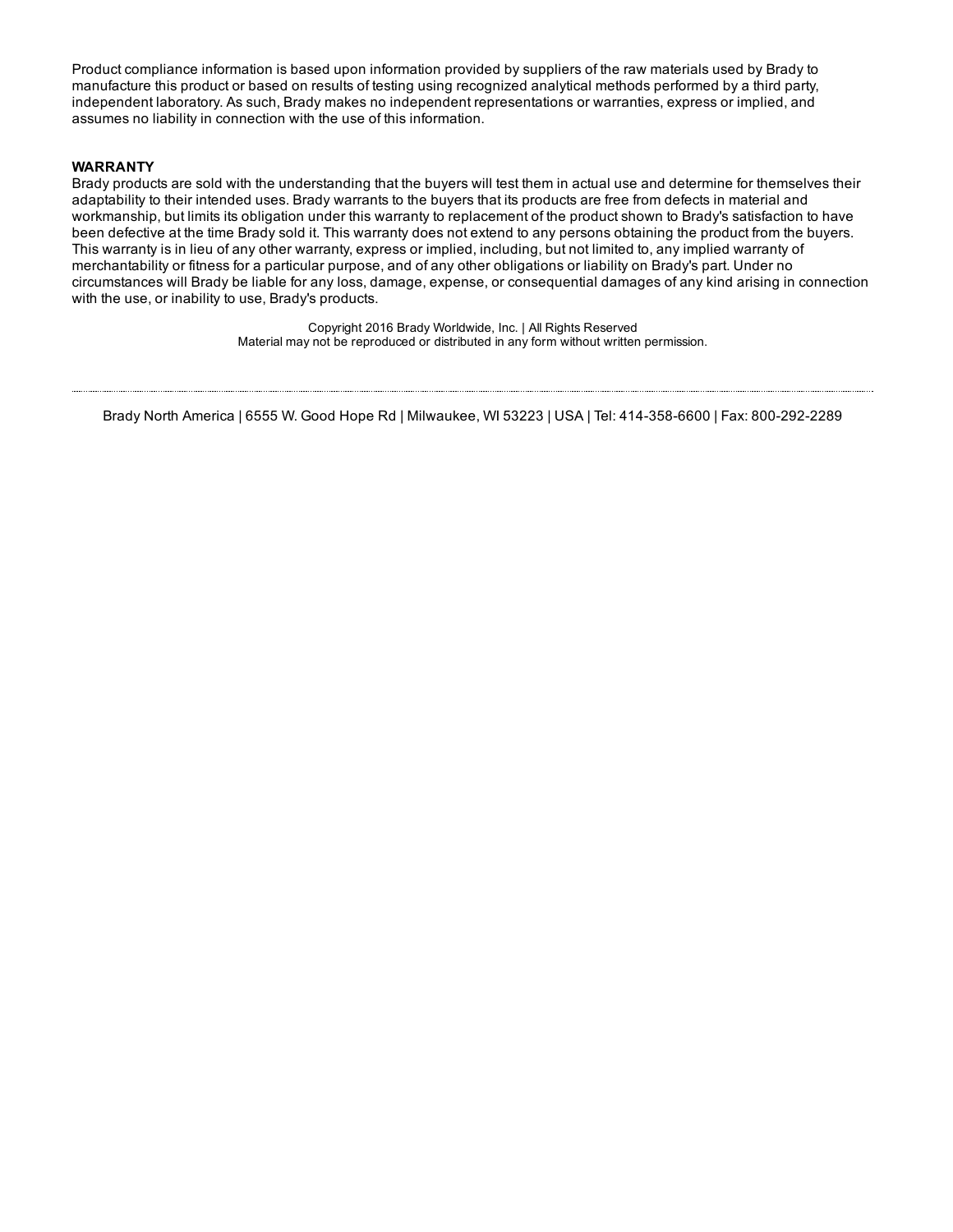Product compliance information is based upon information provided by suppliers of the raw materials used by Brady to manufacture this product or based on results of testing using recognized analytical methods performed by a third party, independent laboratory. As such, Brady makes no independent representations or warranties, express or implied, and assumes no liability in connection with the use of this information.

**WARRANTY**

Brady products are sold with the understanding that the buyers will test them in actual use and determine for themselves their adaptability to their intended uses. Brady warrants to the buyers that its products are free from defects in material and workmanship, but limits its obligation under this warranty to replacement of the product shown to Brady's satisfaction to have been defective at the time Brady sold it. This warranty does not extend to any persons obtaining the product from the buyers. This warranty is in lieu of any other warranty, express or implied, including, but not limited to, any implied warranty of merchantability or fitness for a particular purpose, and of any other obligations or liability on Brady's part. Under no circumstances will Brady be liable for any loss, damage, expense, or consequential damages of any kind arising in connection with the use, or inability to use, Brady's products.

Copyright 2016 Brady Worldwide, Inc. | All Rights Reserved
Material may not be reproduced or distributed in any form without written permission.

---

Brady North America | 6555 W. Good Hope Rd | Milwaukee, WI 53223 | USA | Tel: 414-358-6600 | Fax: 800-292-2289